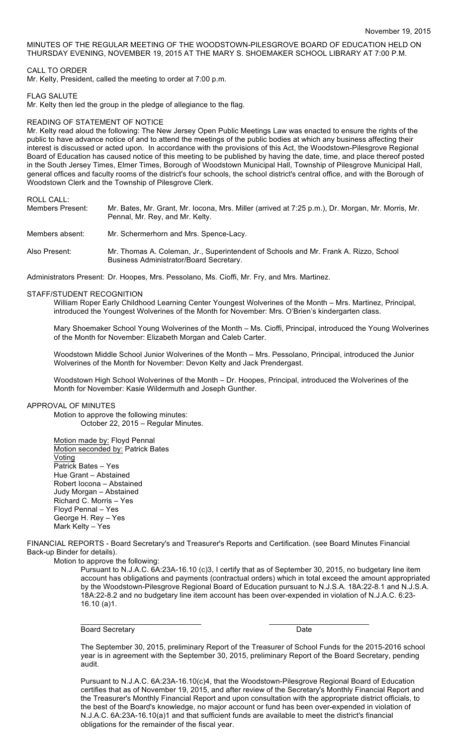November 19, 2015

MINUTES OF THE REGULAR MEETING OF THE WOODSTOWN-PILESGROVE BOARD OF EDUCATION HELD ON THURSDAY EVENING, NOVEMBER 19, 2015 AT THE MARY S. SHOEMAKER SCHOOL LIBRARY AT 7:00 P.M.

CALL TO ORDER

Mr. Kelty, President, called the meeting to order at 7:00 p.m.

FLAG SALUTE

Mr. Kelty then led the group in the pledge of allegiance to the flag.

READING OF STATEMENT OF NOTICE

Mr. Kelty read aloud the following: The New Jersey Open Public Meetings Law was enacted to ensure the rights of the public to have advance notice of and to attend the meetings of the public bodies at which any business affecting their interest is discussed or acted upon. In accordance with the provisions of this Act, the Woodstown-Pilesgrove Regional Board of Education has caused notice of this meeting to be published by having the date, time, and place thereof posted in the South Jersey Times, Elmer Times, Borough of Woodstown Municipal Hall, Township of Pilesgrove Municipal Hall, general offices and faculty rooms of the district's four schools, the school district's central office, and with the Borough of Woodstown Clerk and the Township of Pilesgrove Clerk.

ROLL CALL:

Members Present: Mr. Bates, Mr. Grant, Mr. Iocona, Mrs. Miller (arrived at 7:25 p.m.), Dr. Morgan, Mr. Morris, Mr. Pennal, Mr. Rey, and Mr. Kelty.

Members absent: Mr. Schermerhorn and Mrs. Spence-Lacy.

Also Present: Mr. Thomas A. Coleman, Jr., Superintendent of Schools and Mr. Frank A. Rizzo, School Business Administrator/Board Secretary.

Administrators Present: Dr. Hoopes, Mrs. Pessolano, Ms. Cioffi, Mr. Fry, and Mrs. Martinez.

STAFF/STUDENT RECOGNITION

William Roper Early Childhood Learning Center Youngest Wolverines of the Month – Mrs. Martinez, Principal, introduced the Youngest Wolverines of the Month for November: Mrs. O'Brien's kindergarten class.

Mary Shoemaker School Young Wolverines of the Month – Ms. Cioffi, Principal, introduced the Young Wolverines of the Month for November: Elizabeth Morgan and Caleb Carter.

Woodstown Middle School Junior Wolverines of the Month – Mrs. Pessolano, Principal, introduced the Junior Wolverines of the Month for November: Devon Kelty and Jack Prendergast.

Woodstown High School Wolverines of the Month – Dr. Hoopes, Principal, introduced the Wolverines of the Month for November: Kasie Wildermuth and Joseph Gunther.

APPROVAL OF MINUTES

Motion to approve the following minutes:
October 22, 2015 – Regular Minutes.

Motion made by: Floyd Pennal
Motion seconded by: Patrick Bates
Voting
Patrick Bates – Yes
Hue Grant – Abstained
Robert Iocona – Abstained
Judy Morgan – Abstained
Richard C. Morris – Yes
Floyd Pennal – Yes
George H. Rey – Yes
Mark Kelty – Yes

FINANCIAL REPORTS - Board Secretary's and Treasurer's Reports and Certification. (see Board Minutes Financial Back-up Binder for details).

Motion to approve the following:

Pursuant to N.J.A.C. 6A:23A-16.10 (c)3, I certify that as of September 30, 2015, no budgetary line item account has obligations and payments (contractual orders) which in total exceed the amount appropriated by the Woodstown-Pilesgrove Regional Board of Education pursuant to N.J.S.A. 18A:22-8.1 and N.J.S.A. 18A:22-8.2 and no budgetary line item account has been over-expended in violation of N.J.A.C. 6:23-16.10 (a)1.

\_\_\_\_\_\_\_\_\_\_\_\_\_\_\_\_\_\_\_\_\_\_\_\_\_\_\_\_\_\_ \_\_\_\_\_\_\_\_\_\_\_\_\_\_\_\_\_\_\_\_\_\_\_\_
Board Secretary Date

The September 30, 2015, preliminary Report of the Treasurer of School Funds for the 2015-2016 school year is in agreement with the September 30, 2015, preliminary Report of the Board Secretary, pending audit.

Pursuant to N.J.A.C. 6A:23A-16.10(c)4, that the Woodstown-Pilesgrove Regional Board of Education certifies that as of November 19, 2015, and after review of the Secretary's Monthly Financial Report and the Treasurer's Monthly Financial Report and upon consultation with the appropriate district officials, to the best of the Board's knowledge, no major account or fund has been over-expended in violation of N.J.A.C. 6A:23A-16.10(a)1 and that sufficient funds are available to meet the district's financial obligations for the remainder of the fiscal year.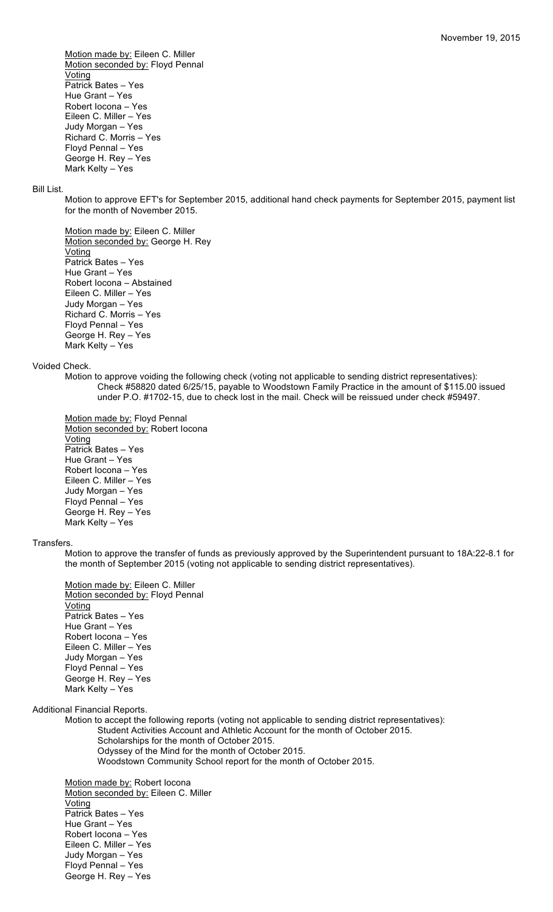Motion made by: Eileen C. Miller
Motion seconded by: Floyd Pennal
Voting
Patrick Bates – Yes
Hue Grant – Yes
Robert Iocona – Yes
Eileen C. Miller – Yes
Judy Morgan – Yes
Richard C. Morris – Yes
Floyd Pennal – Yes
George H. Rey – Yes
Mark Kelty – Yes

Bill List.

Motion to approve EFT's for September 2015, additional hand check payments for September 2015, payment list for the month of November 2015.

Motion made by: Eileen C. Miller
Motion seconded by: George H. Rey
Voting
Patrick Bates – Yes
Hue Grant – Yes
Robert Iocona – Abstained
Eileen C. Miller – Yes
Judy Morgan – Yes
Richard C. Morris – Yes
Floyd Pennal – Yes
George H. Rey – Yes
Mark Kelty – Yes

Voided Check.

Motion to approve voiding the following check (voting not applicable to sending district representatives):
Check #58820 dated 6/25/15, payable to Woodstown Family Practice in the amount of $115.00 issued under P.O. #1702-15, due to check lost in the mail. Check will be reissued under check #59497.

Motion made by: Floyd Pennal
Motion seconded by: Robert Iocona
Voting
Patrick Bates – Yes
Hue Grant – Yes
Robert Iocona – Yes
Eileen C. Miller – Yes
Judy Morgan – Yes
Floyd Pennal – Yes
George H. Rey – Yes
Mark Kelty – Yes

Transfers.

Motion to approve the transfer of funds as previously approved by the Superintendent pursuant to 18A:22-8.1 for the month of September 2015 (voting not applicable to sending district representatives).

Motion made by: Eileen C. Miller
Motion seconded by: Floyd Pennal
Voting
Patrick Bates – Yes
Hue Grant – Yes
Robert Iocona – Yes
Eileen C. Miller – Yes
Judy Morgan – Yes
Floyd Pennal – Yes
George H. Rey – Yes
Mark Kelty – Yes

Additional Financial Reports.

Motion to accept the following reports (voting not applicable to sending district representatives):
Student Activities Account and Athletic Account for the month of October 2015.
Scholarships for the month of October 2015.
Odyssey of the Mind for the month of October 2015.
Woodstown Community School report for the month of October 2015.

Motion made by: Robert Iocona
Motion seconded by: Eileen C. Miller
Voting
Patrick Bates – Yes
Hue Grant – Yes
Robert Iocona – Yes
Eileen C. Miller – Yes
Judy Morgan – Yes
Floyd Pennal – Yes
George H. Rey – Yes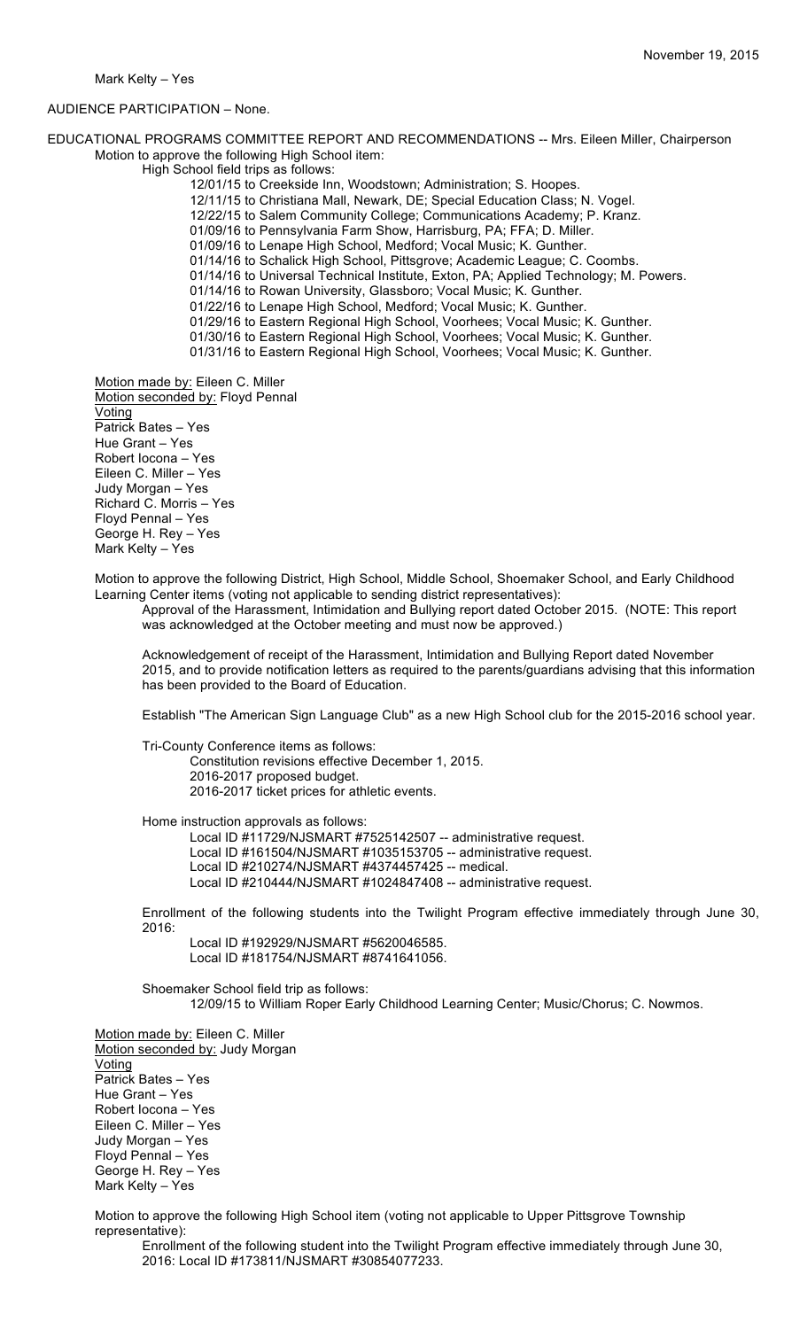Mark Kelty – Yes

AUDIENCE PARTICIPATION – None.

EDUCATIONAL PROGRAMS COMMITTEE REPORT AND RECOMMENDATIONS -- Mrs. Eileen Miller, Chairperson

Motion to approve the following High School item:

High School field trips as follows:

12/01/15 to Creekside Inn, Woodstown; Administration; S. Hoopes.
12/11/15 to Christiana Mall, Newark, DE; Special Education Class; N. Vogel.
12/22/15 to Salem Community College; Communications Academy; P. Kranz.
01/09/16 to Pennsylvania Farm Show, Harrisburg, PA; FFA; D. Miller.
01/09/16 to Lenape High School, Medford; Vocal Music; K. Gunther.
01/14/16 to Schalick High School, Pittsgrove; Academic League; C. Coombs.
01/14/16 to Universal Technical Institute, Exton, PA; Applied Technology; M. Powers.
01/14/16 to Rowan University, Glassboro; Vocal Music; K. Gunther.
01/22/16 to Lenape High School, Medford; Vocal Music; K. Gunther.
01/29/16 to Eastern Regional High School, Voorhees; Vocal Music; K. Gunther.
01/30/16 to Eastern Regional High School, Voorhees; Vocal Music; K. Gunther.
01/31/16 to Eastern Regional High School, Voorhees; Vocal Music; K. Gunther.

Motion made by: Eileen C. Miller
Motion seconded by: Floyd Pennal
Voting
Patrick Bates – Yes
Hue Grant – Yes
Robert Iocona – Yes
Eileen C. Miller – Yes
Judy Morgan – Yes
Richard C. Morris – Yes
Floyd Pennal – Yes
George H. Rey – Yes
Mark Kelty – Yes

Motion to approve the following District, High School, Middle School, Shoemaker School, and Early Childhood Learning Center items (voting not applicable to sending district representatives):

Approval of the Harassment, Intimidation and Bullying report dated October 2015. (NOTE: This report was acknowledged at the October meeting and must now be approved.)

Acknowledgement of receipt of the Harassment, Intimidation and Bullying Report dated November 2015, and to provide notification letters as required to the parents/guardians advising that this information has been provided to the Board of Education.

Establish "The American Sign Language Club" as a new High School club for the 2015-2016 school year.

Tri-County Conference items as follows:

Constitution revisions effective December 1, 2015.
2016-2017 proposed budget.
2016-2017 ticket prices for athletic events.

Home instruction approvals as follows:

Local ID #11729/NJSMART #7525142507 -- administrative request.
Local ID #161504/NJSMART #1035153705 -- administrative request.
Local ID #210274/NJSMART #4374457425 -- medical.
Local ID #210444/NJSMART #1024847408 -- administrative request.

Enrollment of the following students into the Twilight Program effective immediately through June 30, 2016:

Local ID #192929/NJSMART #5620046585.
Local ID #181754/NJSMART #8741641056.

Shoemaker School field trip as follows:

12/09/15 to William Roper Early Childhood Learning Center; Music/Chorus; C. Nowmos.

Motion made by: Eileen C. Miller
Motion seconded by: Judy Morgan
Voting
Patrick Bates – Yes
Hue Grant – Yes
Robert Iocona – Yes
Eileen C. Miller – Yes
Judy Morgan – Yes
Floyd Pennal – Yes
George H. Rey – Yes
Mark Kelty – Yes

Motion to approve the following High School item (voting not applicable to Upper Pittsgrove Township representative):

Enrollment of the following student into the Twilight Program effective immediately through June 30, 2016: Local ID #173811/NJSMART #30854077233.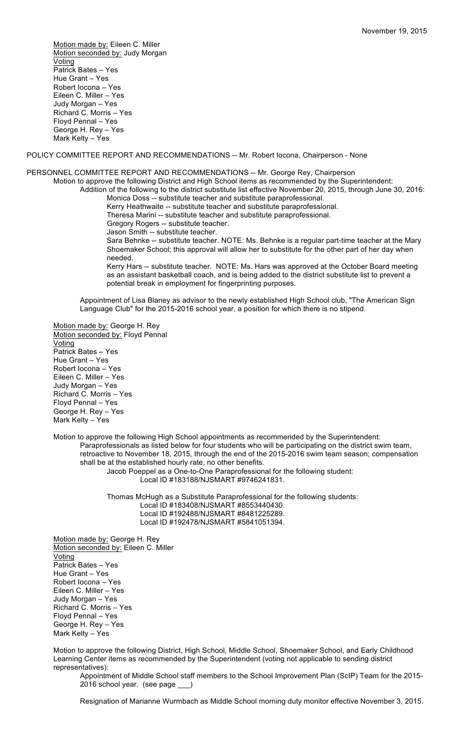Motion made by: Eileen C. Miller
Motion seconded by: Judy Morgan
Voting
Patrick Bates – Yes
Hue Grant – Yes
Robert Iocona – Yes
Eileen C. Miller – Yes
Judy Morgan – Yes
Richard C. Morris – Yes
Floyd Pennal – Yes
George H. Rey – Yes
Mark Kelty – Yes

POLICY COMMITTEE REPORT AND RECOMMENDATIONS -- Mr. Robert Iocona, Chairperson - None

PERSONNEL COMMITTEE REPORT AND RECOMMENDATIONS -- Mr. George Rey, Chairperson

Motion to approve the following District and High School items as recommended by the Superintendent:

Addition of the following to the district substitute list effective November 20, 2015, through June 30, 2016:

Monica Doss -- substitute teacher and substitute paraprofessional.
Kerry Heathwaite -- substitute teacher and substitute paraprofessional.
Theresa Marini -- substitute teacher and substitute paraprofessional.
Gregory Rogers -- substitute teacher.
Jason Smith -- substitute teacher.
Sara Behnke -- substitute teacher. NOTE: Ms. Behnke is a regular part-time teacher at the Mary Shoemaker School; this approval will allow her to substitute for the other part of her day when needed.
Kerry Hars -- substitute teacher. NOTE: Ms. Hars was approved at the October Board meeting as an assistant basketball coach, and is being added to the district substitute list to prevent a potential break in employment for fingerprinting purposes.

Appointment of Lisa Blaney as advisor to the newly established High School club, "The American Sign Language Club" for the 2015-2016 school year, a position for which there is no stipend.

Motion made by: George H. Rey
Motion seconded by: Floyd Pennal
Voting
Patrick Bates – Yes
Hue Grant – Yes
Robert Iocona – Yes
Eileen C. Miller – Yes
Judy Morgan – Yes
Richard C. Morris – Yes
Floyd Pennal – Yes
George H. Rey – Yes
Mark Kelty – Yes

Motion to approve the following High School appointments as recommended by the Superintendent:

Paraprofessionals as listed below for four students who will be participating on the district swim team, retroactive to November 18, 2015, through the end of the 2015-2016 swim team season; compensation shall be at the established hourly rate, no other benefits.

Jacob Poeppel as a One-to-One Paraprofessional for the following student:
Local ID #183188/NJSMART #9746241831.

Thomas McHugh as a Substitute Paraprofessional for the following students:
Local ID #183408/NJSMART #8553440430.
Local ID #192488/NJSMART #8481225289.
Local ID #192478/NJSMART #5841051394.

Motion made by: George H. Rey
Motion seconded by: Eileen C. Miller
Voting
Patrick Bates – Yes
Hue Grant – Yes
Robert Iocona – Yes
Eileen C. Miller – Yes
Judy Morgan – Yes
Richard C. Morris – Yes
Floyd Pennal – Yes
George H. Rey – Yes
Mark Kelty – Yes

Motion to approve the following District, High School, Middle School, Shoemaker School, and Early Childhood Learning Center items as recommended by the Superintendent (voting not applicable to sending district representatives):

Appointment of Middle School staff members to the School Improvement Plan (ScIP) Team for the 2015-2016 school year. (see page ___)

Resignation of Marianne Wurmbach as Middle School morning duty monitor effective November 3, 2015.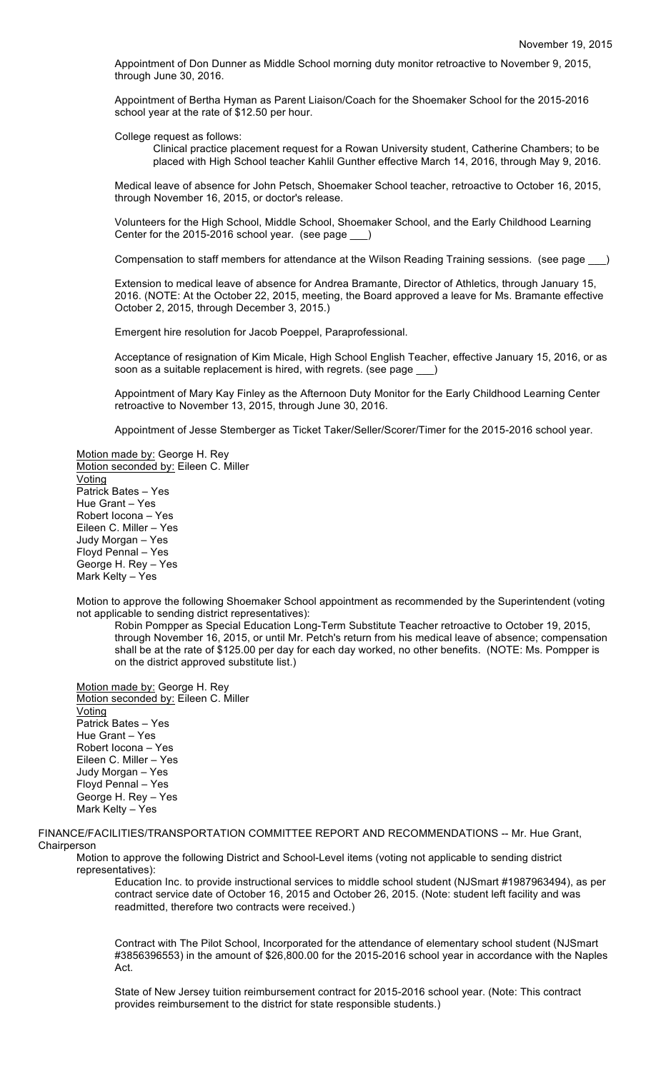Appointment of Don Dunner as Middle School morning duty monitor retroactive to November 9, 2015, through June 30, 2016.

Appointment of Bertha Hyman as Parent Liaison/Coach for the Shoemaker School for the 2015-2016 school year at the rate of $12.50 per hour.

College request as follows:

Clinical practice placement request for a Rowan University student, Catherine Chambers; to be placed with High School teacher Kahlil Gunther effective March 14, 2016, through May 9, 2016.

Medical leave of absence for John Petsch, Shoemaker School teacher, retroactive to October 16, 2015, through November 16, 2015, or doctor's release.

Volunteers for the High School, Middle School, Shoemaker School, and the Early Childhood Learning Center for the 2015-2016 school year. (see page ___)

Compensation to staff members for attendance at the Wilson Reading Training sessions. (see page ___)

Extension to medical leave of absence for Andrea Bramante, Director of Athletics, through January 15, 2016. (NOTE: At the October 22, 2015, meeting, the Board approved a leave for Ms. Bramante effective October 2, 2015, through December 3, 2015.)

Emergent hire resolution for Jacob Poeppel, Paraprofessional.

Acceptance of resignation of Kim Micale, High School English Teacher, effective January 15, 2016, or as soon as a suitable replacement is hired, with regrets. (see page ___)

Appointment of Mary Kay Finley as the Afternoon Duty Monitor for the Early Childhood Learning Center retroactive to November 13, 2015, through June 30, 2016.

Appointment of Jesse Stemberger as Ticket Taker/Seller/Scorer/Timer for the 2015-2016 school year.

Motion made by: George H. Rey
Motion seconded by: Eileen C. Miller
Voting
Patrick Bates – Yes
Hue Grant – Yes
Robert Iocona – Yes
Eileen C. Miller – Yes
Judy Morgan – Yes
Floyd Pennal – Yes
George H. Rey – Yes
Mark Kelty – Yes

Motion to approve the following Shoemaker School appointment as recommended by the Superintendent (voting not applicable to sending district representatives):

Robin Pompper as Special Education Long-Term Substitute Teacher retroactive to October 19, 2015, through November 16, 2015, or until Mr. Petch's return from his medical leave of absence; compensation shall be at the rate of $125.00 per day for each day worked, no other benefits. (NOTE: Ms. Pompper is on the district approved substitute list.)

Motion made by: George H. Rey
Motion seconded by: Eileen C. Miller
Voting
Patrick Bates – Yes
Hue Grant – Yes
Robert Iocona – Yes
Eileen C. Miller – Yes
Judy Morgan – Yes
Floyd Pennal – Yes
George H. Rey – Yes
Mark Kelty – Yes

FINANCE/FACILITIES/TRANSPORTATION COMMITTEE REPORT AND RECOMMENDATIONS -- Mr. Hue Grant, Chairperson

Motion to approve the following District and School-Level items (voting not applicable to sending district representatives):

Education Inc. to provide instructional services to middle school student (NJSmart #1987963494), as per contract service date of October 16, 2015 and October 26, 2015. (Note: student left facility and was readmitted, therefore two contracts were received.)

Contract with The Pilot School, Incorporated for the attendance of elementary school student (NJSmart #3856396553) in the amount of $26,800.00 for the 2015-2016 school year in accordance with the Naples Act.

State of New Jersey tuition reimbursement contract for 2015-2016 school year. (Note: This contract provides reimbursement to the district for state responsible students.)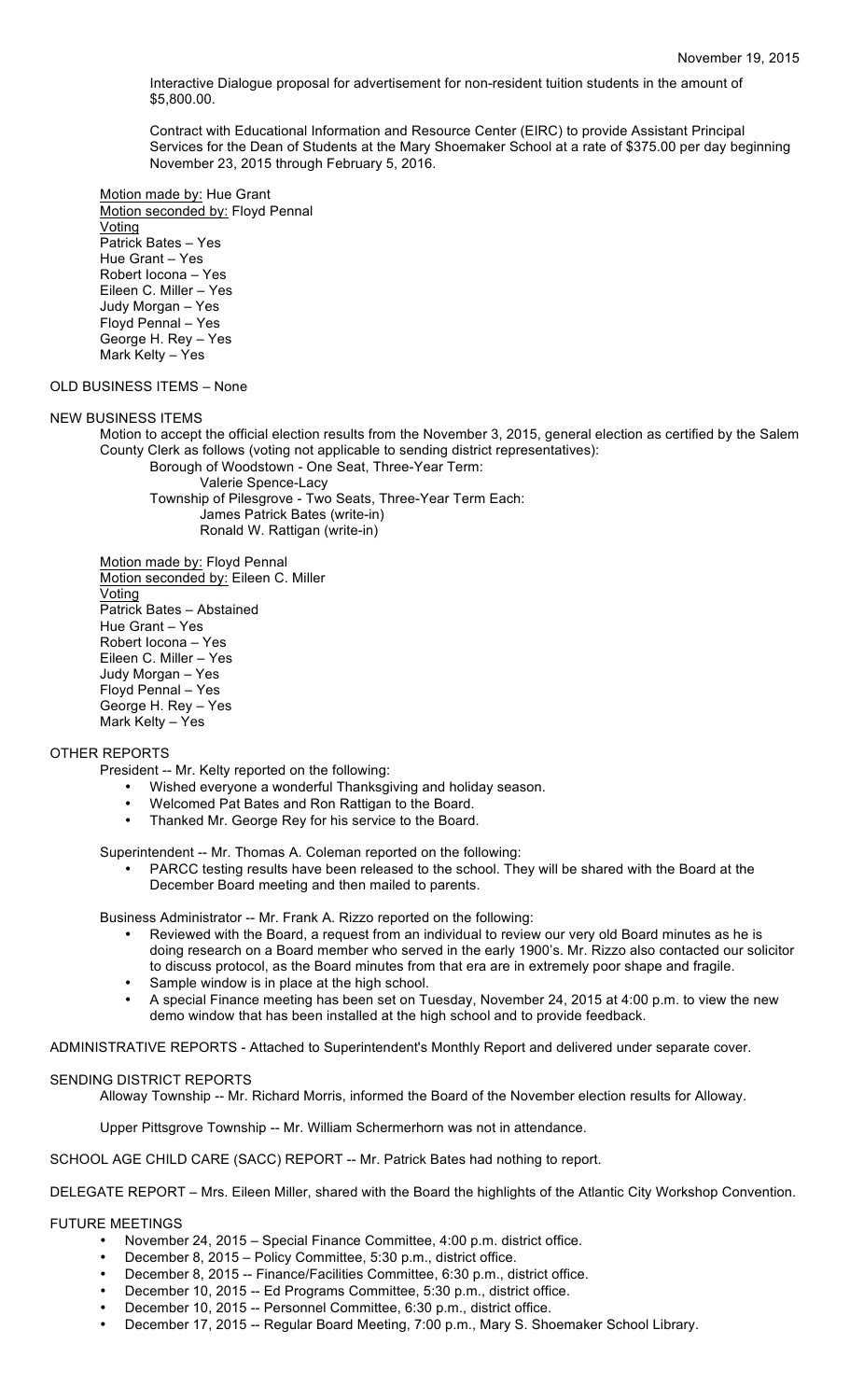Interactive Dialogue proposal for advertisement for non-resident tuition students in the amount of $5,800.00.

Contract with Educational Information and Resource Center (EIRC) to provide Assistant Principal Services for the Dean of Students at the Mary Shoemaker School at a rate of $375.00 per day beginning November 23, 2015 through February 5, 2016.

Motion made by: Hue Grant
Motion seconded by: Floyd Pennal
Voting
Patrick Bates – Yes
Hue Grant – Yes
Robert Iocona – Yes
Eileen C. Miller – Yes
Judy Morgan – Yes
Floyd Pennal – Yes
George H. Rey – Yes
Mark Kelty – Yes

OLD BUSINESS ITEMS – None

NEW BUSINESS ITEMS

Motion to accept the official election results from the November 3, 2015, general election as certified by the Salem County Clerk as follows (voting not applicable to sending district representatives):

Borough of Woodstown - One Seat, Three-Year Term:
Valerie Spence-Lacy
Township of Pilesgrove - Two Seats, Three-Year Term Each:
James Patrick Bates (write-in)
Ronald W. Rattigan (write-in)

Motion made by: Floyd Pennal
Motion seconded by: Eileen C. Miller
Voting
Patrick Bates – Abstained
Hue Grant – Yes
Robert Iocona – Yes
Eileen C. Miller – Yes
Judy Morgan – Yes
Floyd Pennal – Yes
George H. Rey – Yes
Mark Kelty – Yes

OTHER REPORTS

President -- Mr. Kelty reported on the following:

- Wished everyone a wonderful Thanksgiving and holiday season.
- Welcomed Pat Bates and Ron Rattigan to the Board.
- Thanked Mr. George Rey for his service to the Board.

Superintendent -- Mr. Thomas A. Coleman reported on the following:

- PARCC testing results have been released to the school. They will be shared with the Board at the December Board meeting and then mailed to parents.

Business Administrator -- Mr. Frank A. Rizzo reported on the following:

- Reviewed with the Board, a request from an individual to review our very old Board minutes as he is doing research on a Board member who served in the early 1900's. Mr. Rizzo also contacted our solicitor to discuss protocol, as the Board minutes from that era are in extremely poor shape and fragile.
- Sample window is in place at the high school.
- A special Finance meeting has been set on Tuesday, November 24, 2015 at 4:00 p.m. to view the new demo window that has been installed at the high school and to provide feedback.

ADMINISTRATIVE REPORTS - Attached to Superintendent's Monthly Report and delivered under separate cover.

SENDING DISTRICT REPORTS

Alloway Township -- Mr. Richard Morris, informed the Board of the November election results for Alloway.

Upper Pittsgrove Township -- Mr. William Schermerhorn was not in attendance.

SCHOOL AGE CHILD CARE (SACC) REPORT -- Mr. Patrick Bates had nothing to report.

DELEGATE REPORT – Mrs. Eileen Miller, shared with the Board the highlights of the Atlantic City Workshop Convention.

FUTURE MEETINGS

- November 24, 2015 – Special Finance Committee, 4:00 p.m. district office.
- December 8, 2015 – Policy Committee, 5:30 p.m., district office.
- December 8, 2015 -- Finance/Facilities Committee, 6:30 p.m., district office.
- December 10, 2015 -- Ed Programs Committee, 5:30 p.m., district office.
- December 10, 2015 -- Personnel Committee, 6:30 p.m., district office.
- December 17, 2015 -- Regular Board Meeting, 7:00 p.m., Mary S. Shoemaker School Library.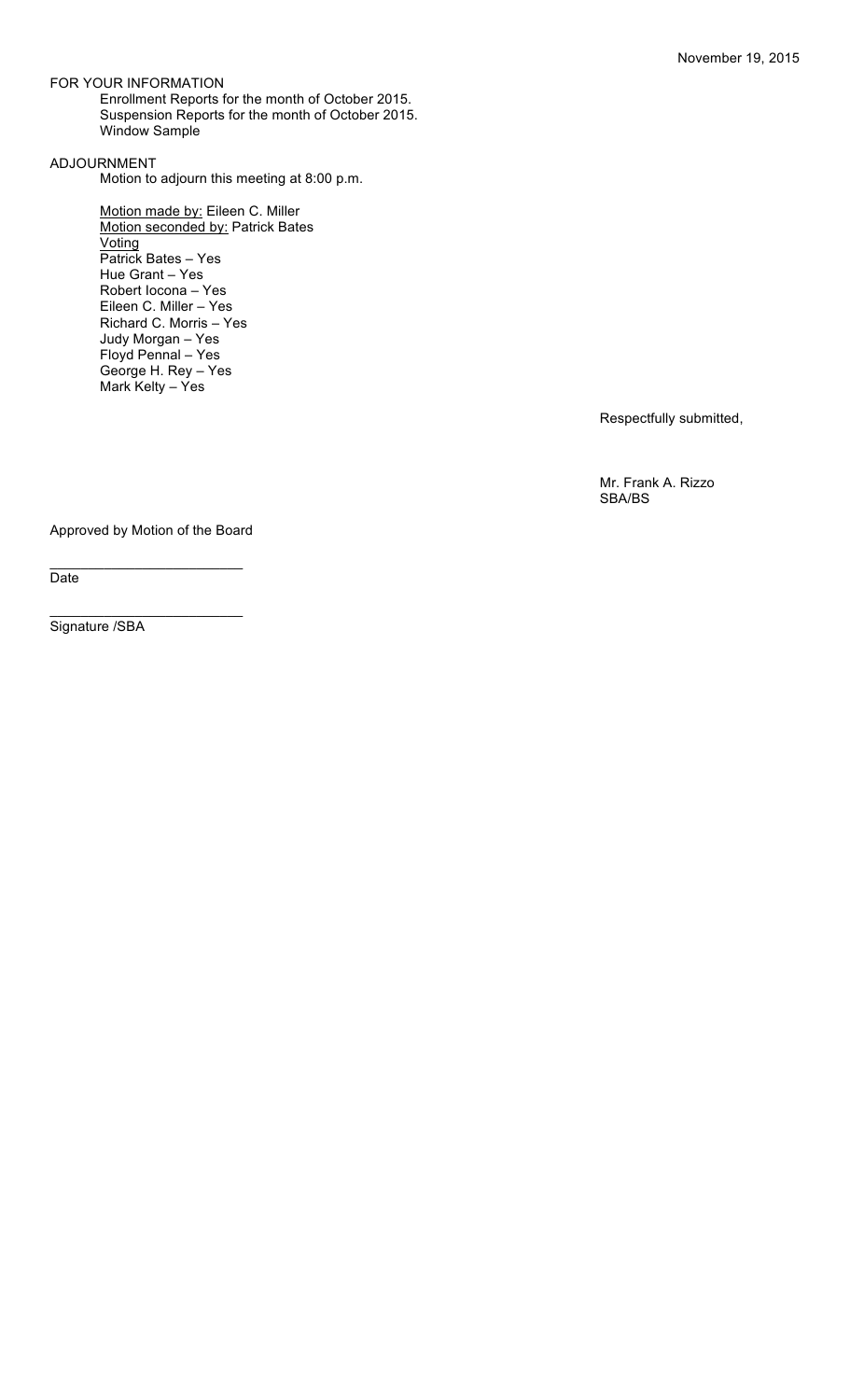November 19, 2015

FOR YOUR INFORMATION

Enrollment Reports for the month of October 2015.
Suspension Reports for the month of October 2015.
Window Sample

ADJOURNMENT

Motion to adjourn this meeting at 8:00 p.m.

<u>Motion made by:</u> Eileen C. Miller
<u>Motion seconded by:</u> Patrick Bates
<u>Voting</u>
Patrick Bates – Yes
Hue Grant – Yes
Robert Iocona – Yes
Eileen C. Miller – Yes
Richard C. Morris – Yes
Judy Morgan – Yes
Floyd Pennal – Yes
George H. Rey – Yes
Mark Kelty – Yes

Respectfully submitted,

Mr. Frank A. Rizzo
SBA/BS

Approved by Motion of the Board

_________________________
Date

_________________________
Signature /SBA